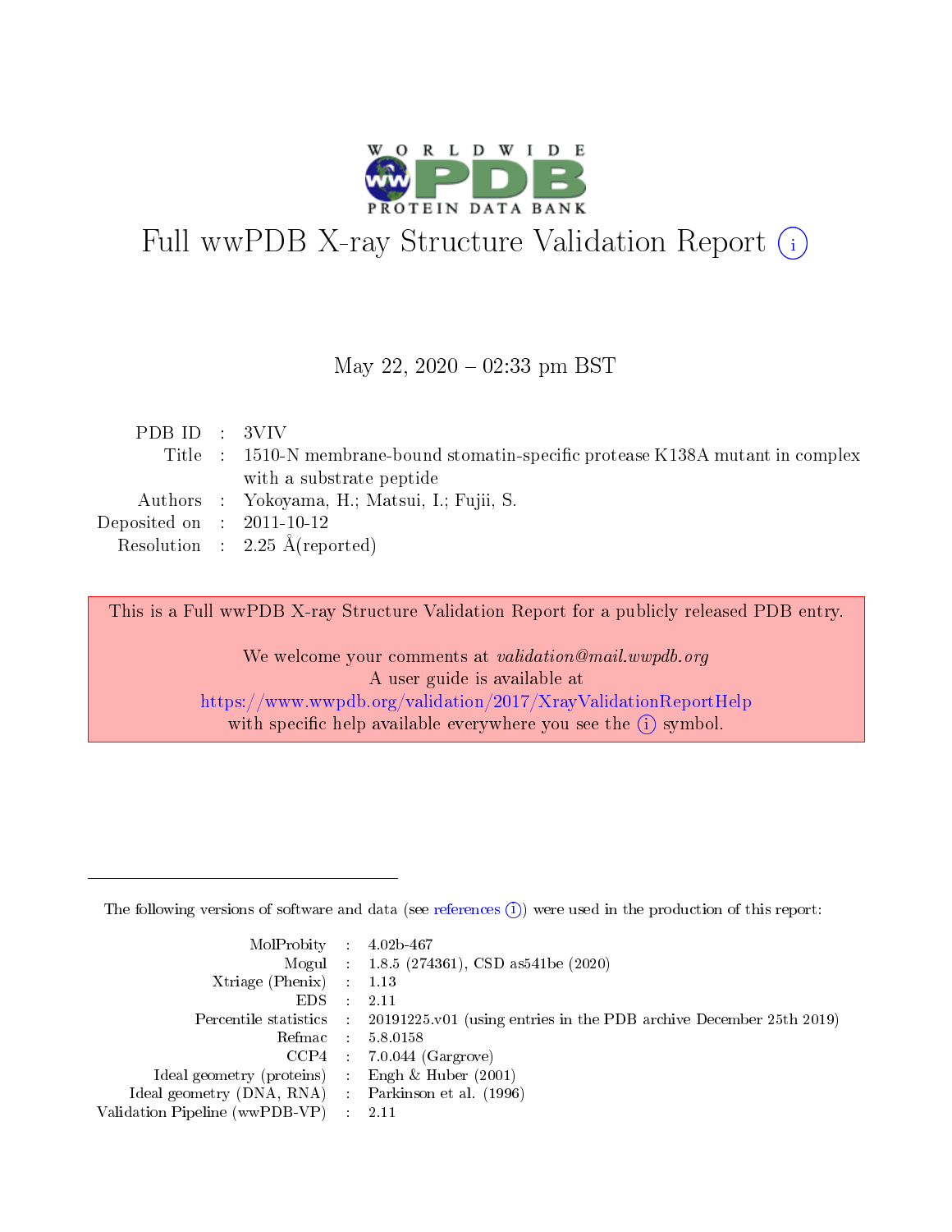# Full wwPDB X-ray Structure Validation Report (i)

May 22, 2020 – 02:33 pm BST

| | | |
|---|---|---|
| PDB ID | : | 3VIV |
| Title | : | 1510-N membrane-bound stomatin-specific protease K138A mutant in complex with a substrate peptide |
| Authors | : | Yokoyama, H.; Matsui, I.; Fujii, S. |
| Deposited on | : | 2011-10-12 |
| Resolution | : | 2.25 Å(reported) |

This is a Full wwPDB X-ray Structure Validation Report for a publicly released PDB entry.

We welcome your comments at *validation@mail.wwpdb.org*
A user guide is available at
https://www.wwpdb.org/validation/2017/XrayValidationReportHelp
with specific help available everywhere you see the (i) symbol.

---

The following versions of software and data (see references (i)) were used in the production of this report:

| | | |
|---|---|---|
| MolProbity | : | 4.02b-467 |
| Mogul | : | 1.8.5 (274361), CSD as541be (2020) |
| Xtriage (Phenix) | : | 1.13 |
| EDS | : | 2.11 |
| Percentile statistics | : | 20191225.v01 (using entries in the PDB archive December 25th 2019) |
| Refmac | : | 5.8.0158 |
| CCP4 | : | 7.0.044 (Gargrove) |
| Ideal geometry (proteins) | : | Engh & Huber (2001) |
| Ideal geometry (DNA, RNA) | : | Parkinson et al. (1996) |
| Validation Pipeline (wwPDB-VP) | : | 2.11 |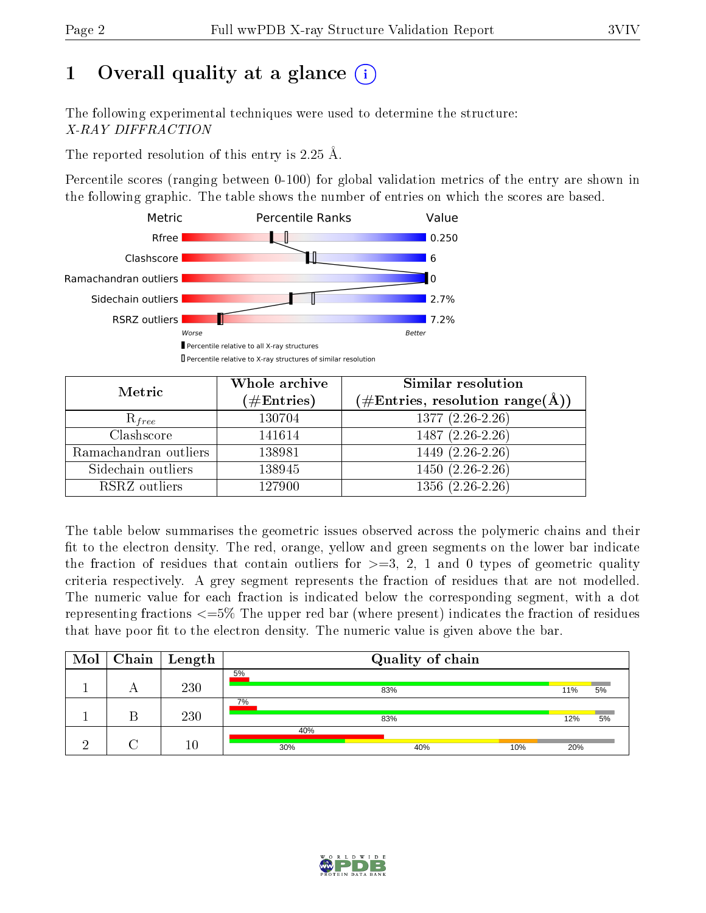# 1 Overall quality at a glance (i)

The following experimental techniques were used to determine the structure:
*X-RAY DIFFRACTION*

The reported resolution of this entry is 2.25 Å.

Percentile scores (ranging between 0-100) for global validation metrics of the entry are shown in the following graphic. The table shows the number of entries on which the scores are based.

| Metric | Value |
|---|---|
| Rfree | 0.250 |
| Clashscore | 6 |
| Ramachandran outliers | 0 |
| Sidechain outliers | 2.7% |
| RSRZ outliers | 7.2% |

Worse — Better

▮ Percentile relative to all X-ray structures
▯ Percentile relative to X-ray structures of similar resolution

| Metric | Whole archive (#Entries) | Similar resolution (#Entries, resolution range(Å)) |
|---|---|---|
| $R_{free}$ | 130704 | 1377 (2.26-2.26) |
| Clashscore | 141614 | 1487 (2.26-2.26) |
| Ramachandran outliers | 138981 | 1449 (2.26-2.26) |
| Sidechain outliers | 138945 | 1450 (2.26-2.26) |
| RSRZ outliers | 127900 | 1356 (2.26-2.26) |

The table below summarises the geometric issues observed across the polymeric chains and their fit to the electron density. The red, orange, yellow and green segments on the lower bar indicate the fraction of residues that contain outliers for >=3, 2, 1 and 0 types of geometric quality criteria respectively. A grey segment represents the fraction of residues that are not modelled. The numeric value for each fraction is indicated below the corresponding segment, with a dot representing fractions <=5% The upper red bar (where present) indicates the fraction of residues that have poor fit to the electron density. The numeric value is given above the bar.

| Mol | Chain | Length | Quality of chain |
|---|---|---|---|
| 1 | A | 230 | 5% / 83% · 11% · 5% |
| 1 | B | 230 | 7% / 83% · 12% · 5% |
| 2 | C | 10 | 40% / 30% · 40% · 10% · 20% |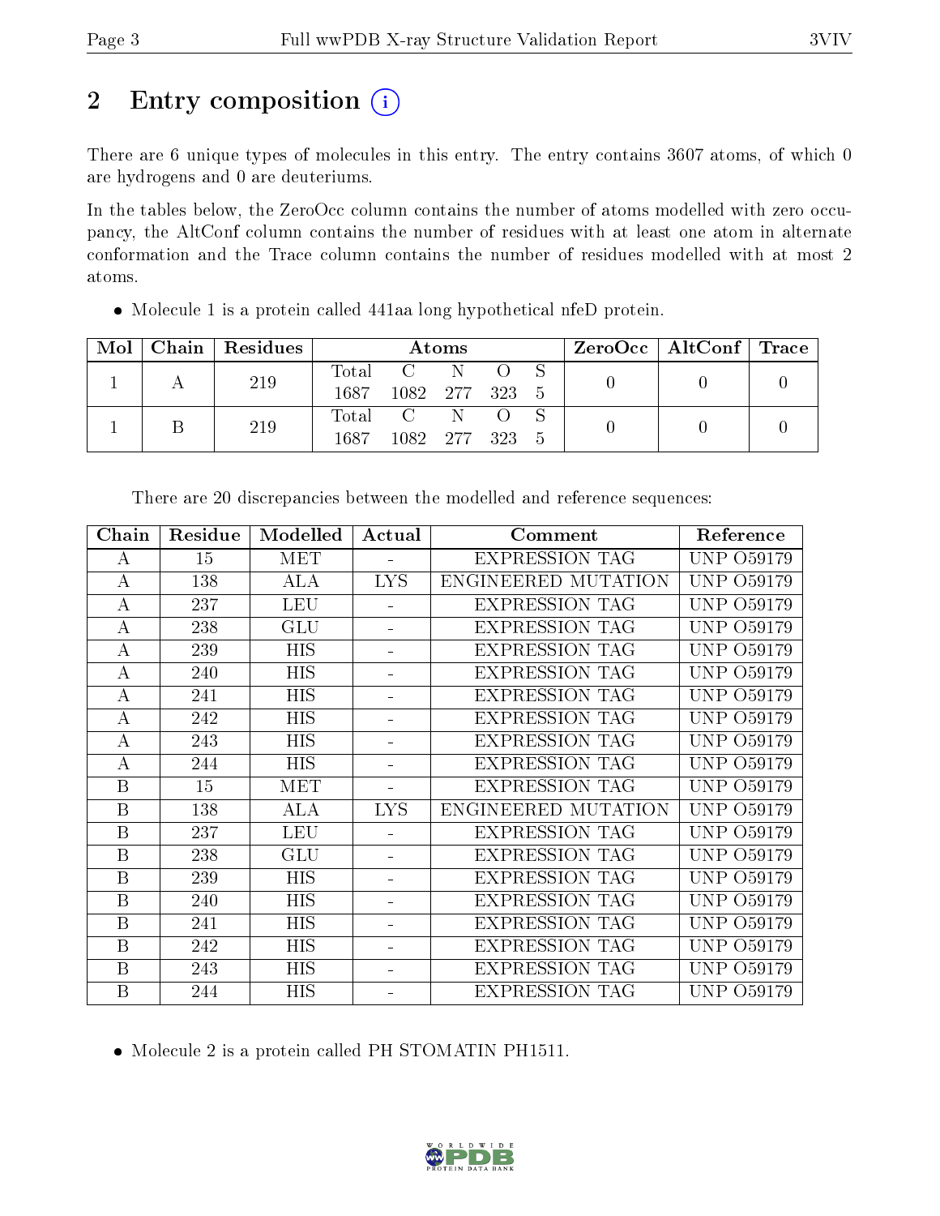# 2 Entry composition (i)

There are 6 unique types of molecules in this entry. The entry contains 3607 atoms, of which 0 are hydrogens and 0 are deuteriums.

In the tables below, the ZeroOcc column contains the number of atoms modelled with zero occupancy, the AltConf column contains the number of residues with at least one atom in alternate conformation and the Trace column contains the number of residues modelled with at most 2 atoms.

- Molecule 1 is a protein called 441aa long hypothetical nfeD protein.

| Mol | Chain | Residues | Atoms | | | | | ZeroOcc | AltConf | Trace |
|---|---|---|---|---|---|---|---|---|---|---|
| 1 | A | 219 | Total<br>1687 | C<br>1082 | N<br>277 | O<br>323 | S<br>5 | 0 | 0 | 0 |
| 1 | B | 219 | Total<br>1687 | C<br>1082 | N<br>277 | O<br>323 | S<br>5 | 0 | 0 | 0 |

There are 20 discrepancies between the modelled and reference sequences:

| Chain | Residue | Modelled | Actual | Comment | Reference |
|---|---|---|---|---|---|
| A | 15 | MET | - | EXPRESSION TAG | UNP O59179 |
| A | 138 | ALA | LYS | ENGINEERED MUTATION | UNP O59179 |
| A | 237 | LEU | - | EXPRESSION TAG | UNP O59179 |
| A | 238 | GLU | - | EXPRESSION TAG | UNP O59179 |
| A | 239 | HIS | - | EXPRESSION TAG | UNP O59179 |
| A | 240 | HIS | - | EXPRESSION TAG | UNP O59179 |
| A | 241 | HIS | - | EXPRESSION TAG | UNP O59179 |
| A | 242 | HIS | - | EXPRESSION TAG | UNP O59179 |
| A | 243 | HIS | - | EXPRESSION TAG | UNP O59179 |
| A | 244 | HIS | - | EXPRESSION TAG | UNP O59179 |
| B | 15 | MET | - | EXPRESSION TAG | UNP O59179 |
| B | 138 | ALA | LYS | ENGINEERED MUTATION | UNP O59179 |
| B | 237 | LEU | - | EXPRESSION TAG | UNP O59179 |
| B | 238 | GLU | - | EXPRESSION TAG | UNP O59179 |
| B | 239 | HIS | - | EXPRESSION TAG | UNP O59179 |
| B | 240 | HIS | - | EXPRESSION TAG | UNP O59179 |
| B | 241 | HIS | - | EXPRESSION TAG | UNP O59179 |
| B | 242 | HIS | - | EXPRESSION TAG | UNP O59179 |
| B | 243 | HIS | - | EXPRESSION TAG | UNP O59179 |
| B | 244 | HIS | - | EXPRESSION TAG | UNP O59179 |

- Molecule 2 is a protein called PH STOMATIN PH1511.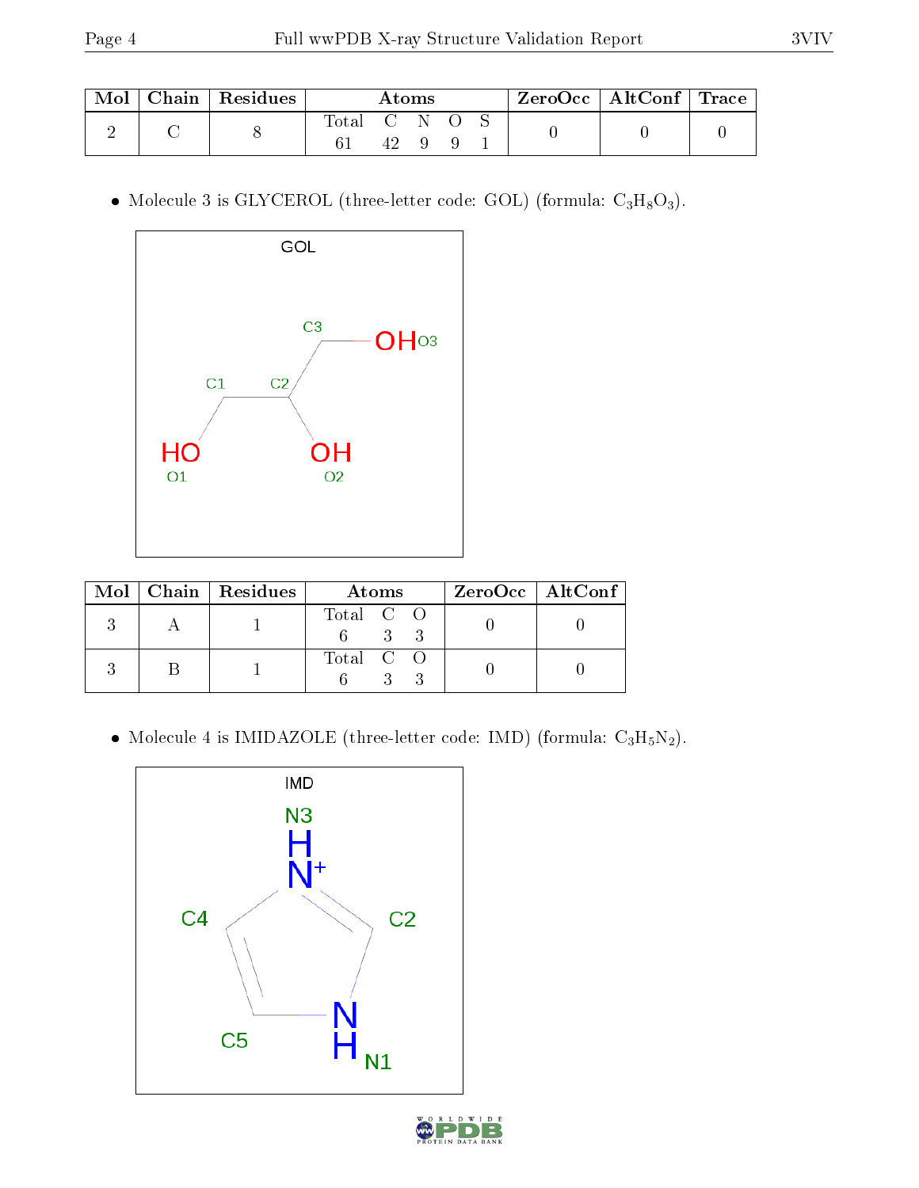| Mol | Chain | Residues | Atoms | | | | | ZeroOcc | AltConf | Trace |
|---|---|---|---|---|---|---|---|---|---|---|
| | | | Total | C | N | O | S | | | |
| 2 | C | 8 | 61 | 42 | 9 | 9 | 1 | 0 | 0 | 0 |

- Molecule 3 is GLYCEROL (three-letter code: GOL) (formula: $C_3H_8O_3$).

| Mol | Chain | Residues | Atoms | | | ZeroOcc | AltConf |
|---|---|---|---|---|---|---|---|
| | | | Total | C | O | | |
| 3 | A | 1 | 6 | 3 | 3 | 0 | 0 |
| 3 | B | 1 | 6 | 3 | 3 | 0 | 0 |

- Molecule 4 is IMIDAZOLE (three-letter code: IMD) (formula: $C_3H_5N_2$).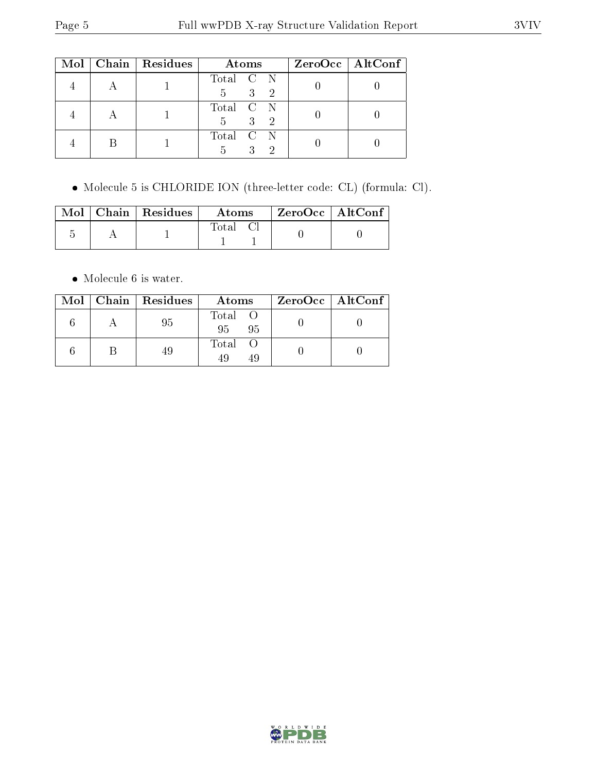| Mol | Chain | Residues | Atoms | | | ZeroOcc | AltConf |
|---|---|---|---|---|---|---|---|
| | | | Total | C | N | | |
| 4 | A | 1 | 5 | 3 | 2 | 0 | 0 |
| 4 | A | 1 | 5 | 3 | 2 | 0 | 0 |
| 4 | B | 1 | 5 | 3 | 2 | 0 | 0 |

- Molecule 5 is CHLORIDE ION (three-letter code: CL) (formula: Cl).

| Mol | Chain | Residues | Atoms | | ZeroOcc | AltConf |
|---|---|---|---|---|---|---|
| | | | Total | Cl | | |
| 5 | A | 1 | 1 | 1 | 0 | 0 |

- Molecule 6 is water.

| Mol | Chain | Residues | Atoms | | ZeroOcc | AltConf |
|---|---|---|---|---|---|---|
| | | | Total | O | | |
| 6 | A | 95 | 95 | 95 | 0 | 0 |
| 6 | B | 49 | 49 | 49 | 0 | 0 |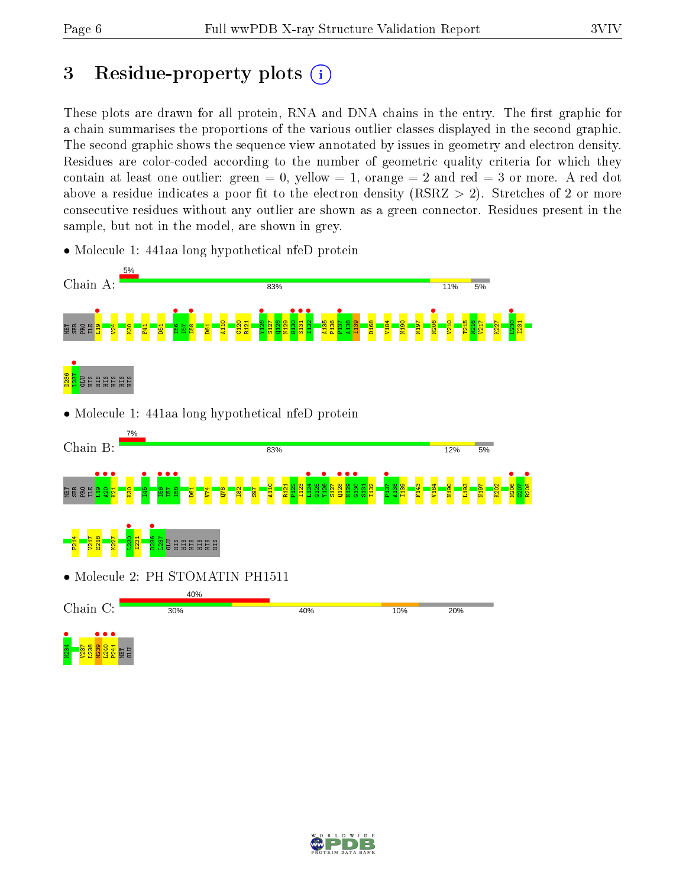# 3 Residue-property plots

These plots are drawn for all protein, RNA and DNA chains in the entry. The first graphic for a chain summarises the proportions of the various outlier classes displayed in the second graphic. The second graphic shows the sequence view annotated by issues in geometry and electron density. Residues are color-coded according to the number of geometric quality criteria for which they contain at least one outlier: green = 0, yellow = 1, orange = 2 and red = 3 or more. A red dot above a residue indicates a poor fit to the electron density (RSRZ > 2). Stretches of 2 or more consecutive residues without any outlier are shown as a green connector. Residues present in the sample, but not in the model, are shown in grey.

- Molecule 1: 441aa long hypothetical nfeD protein

Chain A: 5% | 83% | 11% | 5%

MET SER PRO ILE L19 V24 K30 F41 D51 I56 I57 I58 D61 A110 C120 R121 V126 S127 Q128 N129 G130 S131 I132 A135 P136 P137 A138 I139 D168 V184 N190 N197 N206 V210 T215 N216 V217 K227 L230 I231 D236 L237 GLU HIS HIS HIS HIS HIS HIS

- Molecule 1: 441aa long hypothetical nfeD protein

Chain B: 7% | 83% | 12% | 5%

MET SER PRO ILE L19 A20 K21 K30 I45 I56 I57 I58 D61 V74 Q78 I82 S97 A110 R121 P122 I123 L124 G125 V126 S127 Q128 N129 G130 S131 I132 P137 A138 I139 F143 V184 N190 L193 N197 K202 N206 G207 R208 F214 V217 E218 K227 L230 I231 D236 L237 GLU HIS HIS HIS HIS HIS HIS

- Molecule 2: PH STOMATIN PH1511

Chain C: 40% | 30% | 40% | 10% | 20%

N234 V237 L238 M239 L240 P241 MET GLU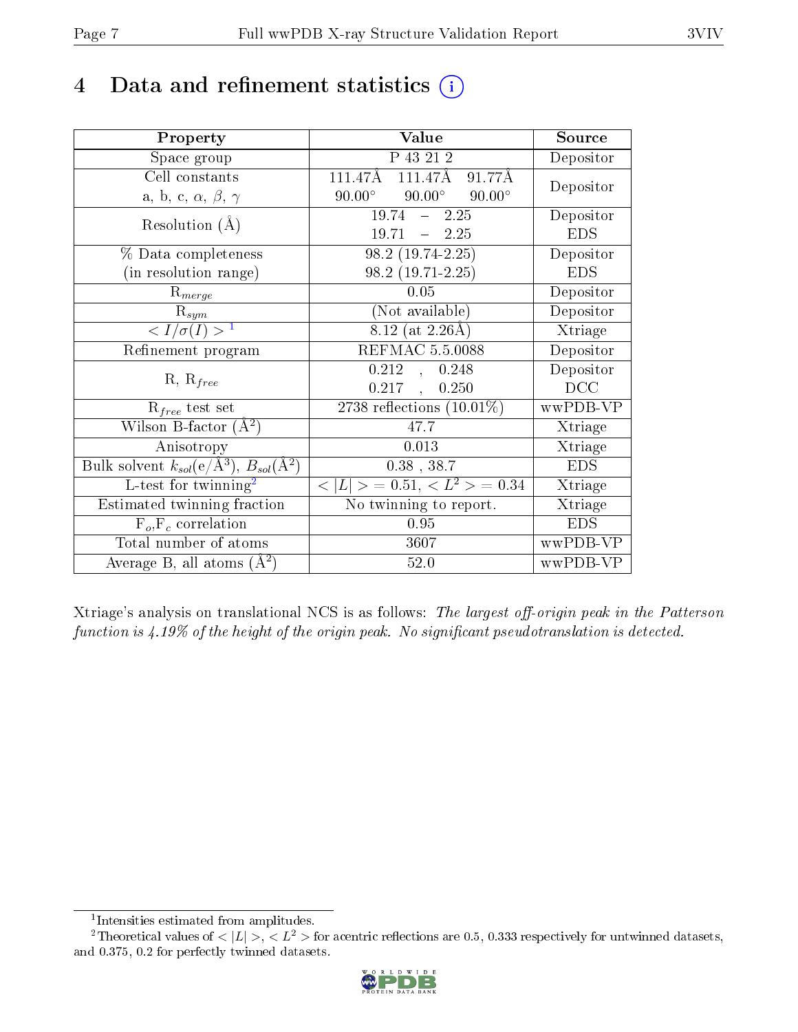# 4 Data and refinement statistics (i)

| Property | Value | Source |
|---|---|---|
| Space group | P 43 21 2 | Depositor |
| Cell constants<br>a, b, c, $\alpha$, $\beta$, $\gamma$ | 111.47Å 111.47Å 91.77Å<br>90.00° 90.00° 90.00° | Depositor |
| Resolution (Å) | 19.74 – 2.25<br>19.71 – 2.25 | Depositor<br>EDS |
| % Data completeness<br>(in resolution range) | 98.2 (19.74-2.25)<br>98.2 (19.71-2.25) | Depositor<br>EDS |
| $R_{merge}$ | 0.05 | Depositor |
| $R_{sym}$ | (Not available) | Depositor |
| $< I/\sigma(I) >$ [1] | 8.12 (at 2.26Å) | Xtriage |
| Refinement program | REFMAC 5.5.0088 | Depositor |
| R, $R_{free}$ | 0.212 , 0.248<br>0.217 , 0.250 | Depositor<br>DCC |
| $R_{free}$ test set | 2738 reflections (10.01%) | wwPDB-VP |
| Wilson B-factor (Å$^2$) | 47.7 | Xtriage |
| Anisotropy | 0.013 | Xtriage |
| Bulk solvent $k_{sol}$(e/Å$^3$), $B_{sol}$(Å$^2$) | 0.38 , 38.7 | EDS |
| L-test for twinning[2] | $< \|L\| >$ = 0.51, $< L^2 >$ = 0.34 | Xtriage |
| Estimated twinning fraction | No twinning to report. | Xtriage |
| $F_o$,$F_c$ correlation | 0.95 | EDS |
| Total number of atoms | 3607 | wwPDB-VP |
| Average B, all atoms (Å$^2$) | 52.0 | wwPDB-VP |

Xtriage's analysis on translational NCS is as follows: *The largest off-origin peak in the Patterson function is 4.19% of the height of the origin peak. No significant pseudotranslation is detected.*

[1] Intensities estimated from amplitudes.

[2] Theoretical values of $< |L| >$, $< L^2 >$ for acentric reflections are 0.5, 0.333 respectively for untwinned datasets, and 0.375, 0.2 for perfectly twinned datasets.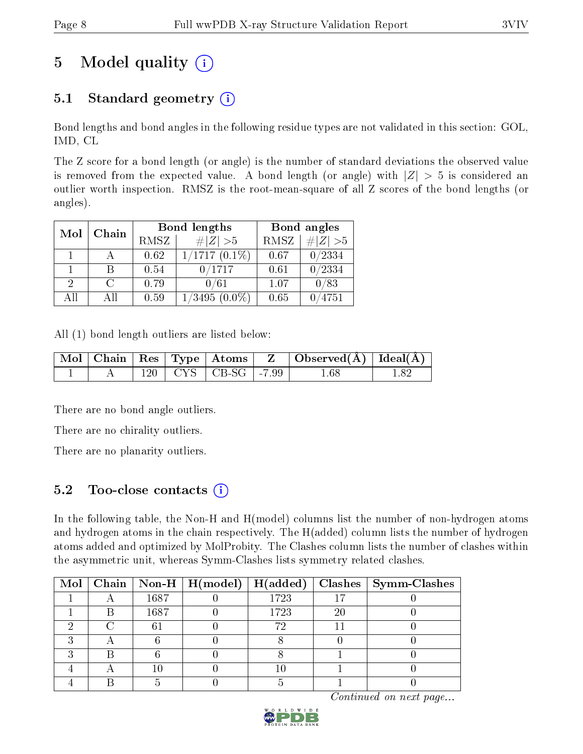# 5 Model quality (i)

## 5.1 Standard geometry (i)

Bond lengths and bond angles in the following residue types are not validated in this section: GOL, IMD, CL

The Z score for a bond length (or angle) is the number of standard deviations the observed value is removed from the expected value. A bond length (or angle) with $|Z| > 5$ is considered an outlier worth inspection. RMSZ is the root-mean-square of all Z scores of the bond lengths (or angles).

| Mol | Chain | Bond lengths | | Bond angles | |
|---|---|---|---|---|---|
| | | RMSZ | $\#\|Z\| > 5$ | RMSZ | $\#\|Z\| > 5$ |
| 1 | A | 0.62 | 1/1717 (0.1%) | 0.67 | 0/2334 |
| 1 | B | 0.54 | 0/1717 | 0.61 | 0/2334 |
| 2 | C | 0.79 | 0/61 | 1.07 | 0/83 |
| All | All | 0.59 | 1/3495 (0.0%) | 0.65 | 0/4751 |

All (1) bond length outliers are listed below:

| Mol | Chain | Res | Type | Atoms | Z | Observed(Å) | Ideal(Å) |
|---|---|---|---|---|---|---|---|
| 1 | A | 120 | CYS | CB-SG | -7.99 | 1.68 | 1.82 |

There are no bond angle outliers.

There are no chirality outliers.

There are no planarity outliers.

## 5.2 Too-close contacts (i)

In the following table, the Non-H and H(model) columns list the number of non-hydrogen atoms and hydrogen atoms in the chain respectively. The H(added) column lists the number of hydrogen atoms added and optimized by MolProbity. The Clashes column lists the number of clashes within the asymmetric unit, whereas Symm-Clashes lists symmetry related clashes.

| Mol | Chain | Non-H | H(model) | H(added) | Clashes | Symm-Clashes |
|---|---|---|---|---|---|---|
| 1 | A | 1687 | 0 | 1723 | 17 | 0 |
| 1 | B | 1687 | 0 | 1723 | 20 | 0 |
| 2 | C | 61 | 0 | 72 | 11 | 0 |
| 3 | A | 6 | 0 | 8 | 0 | 0 |
| 3 | B | 6 | 0 | 8 | 1 | 0 |
| 4 | A | 10 | 0 | 10 | 1 | 0 |
| 4 | B | 5 | 0 | 5 | 1 | 0 |

*Continued on next page...*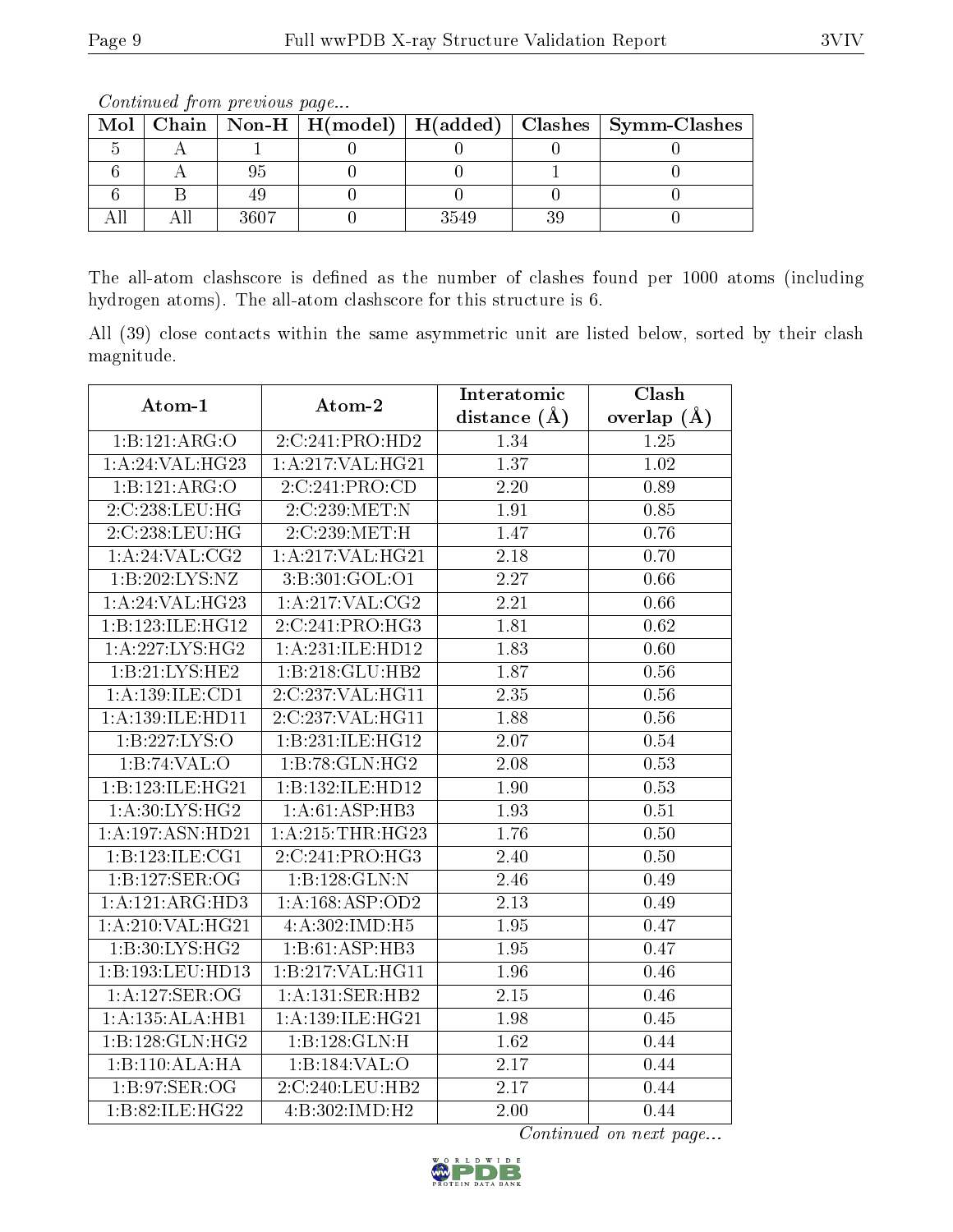*Continued from previous page...*

| Mol | Chain | Non-H | H(model) | H(added) | Clashes | Symm-Clashes |
|---|---|---|---|---|---|---|
| 5 | A | 1 | 0 | 0 | 0 | 0 |
| 6 | A | 95 | 0 | 0 | 1 | 0 |
| 6 | B | 49 | 0 | 0 | 0 | 0 |
| All | All | 3607 | 0 | 3549 | 39 | 0 |

The all-atom clashscore is defined as the number of clashes found per 1000 atoms (including hydrogen atoms). The all-atom clashscore for this structure is 6.

All (39) close contacts within the same asymmetric unit are listed below, sorted by their clash magnitude.

| Atom-1 | Atom-2 | Interatomic distance (Å) | Clash overlap (Å) |
|---|---|---|---|
| 1:B:121:ARG:O | 2:C:241:PRO:HD2 | 1.34 | 1.25 |
| 1:A:24:VAL:HG23 | 1:A:217:VAL:HG21 | 1.37 | 1.02 |
| 1:B:121:ARG:O | 2:C:241:PRO:CD | 2.20 | 0.89 |
| 2:C:238:LEU:HG | 2:C:239:MET:N | 1.91 | 0.85 |
| 2:C:238:LEU:HG | 2:C:239:MET:H | 1.47 | 0.76 |
| 1:A:24:VAL:CG2 | 1:A:217:VAL:HG21 | 2.18 | 0.70 |
| 1:B:202:LYS:NZ | 3:B:301:GOL:O1 | 2.27 | 0.66 |
| 1:A:24:VAL:HG23 | 1:A:217:VAL:CG2 | 2.21 | 0.66 |
| 1:B:123:ILE:HG12 | 2:C:241:PRO:HG3 | 1.81 | 0.62 |
| 1:A:227:LYS:HG2 | 1:A:231:ILE:HD12 | 1.83 | 0.60 |
| 1:B:21:LYS:HE2 | 1:B:218:GLU:HB2 | 1.87 | 0.56 |
| 1:A:139:ILE:CD1 | 2:C:237:VAL:HG11 | 2.35 | 0.56 |
| 1:A:139:ILE:HD11 | 2:C:237:VAL:HG11 | 1.88 | 0.56 |
| 1:B:227:LYS:O | 1:B:231:ILE:HG12 | 2.07 | 0.54 |
| 1:B:74:VAL:O | 1:B:78:GLN:HG2 | 2.08 | 0.53 |
| 1:B:123:ILE:HG21 | 1:B:132:ILE:HD12 | 1.90 | 0.53 |
| 1:A:30:LYS:HG2 | 1:A:61:ASP:HB3 | 1.93 | 0.51 |
| 1:A:197:ASN:HD21 | 1:A:215:THR:HG23 | 1.76 | 0.50 |
| 1:B:123:ILE:CG1 | 2:C:241:PRO:HG3 | 2.40 | 0.50 |
| 1:B:127:SER:OG | 1:B:128:GLN:N | 2.46 | 0.49 |
| 1:A:121:ARG:HD3 | 1:A:168:ASP:OD2 | 2.13 | 0.49 |
| 1:A:210:VAL:HG21 | 4:A:302:IMD:H5 | 1.95 | 0.47 |
| 1:B:30:LYS:HG2 | 1:B:61:ASP:HB3 | 1.95 | 0.47 |
| 1:B:193:LEU:HD13 | 1:B:217:VAL:HG11 | 1.96 | 0.46 |
| 1:A:127:SER:OG | 1:A:131:SER:HB2 | 2.15 | 0.46 |
| 1:A:135:ALA:HB1 | 1:A:139:ILE:HG21 | 1.98 | 0.45 |
| 1:B:128:GLN:HG2 | 1:B:128:GLN:H | 1.62 | 0.44 |
| 1:B:110:ALA:HA | 1:B:184:VAL:O | 2.17 | 0.44 |
| 1:B:97:SER:OG | 2:C:240:LEU:HB2 | 2.17 | 0.44 |
| 1:B:82:ILE:HG22 | 4:B:302:IMD:H2 | 2.00 | 0.44 |

*Continued on next page...*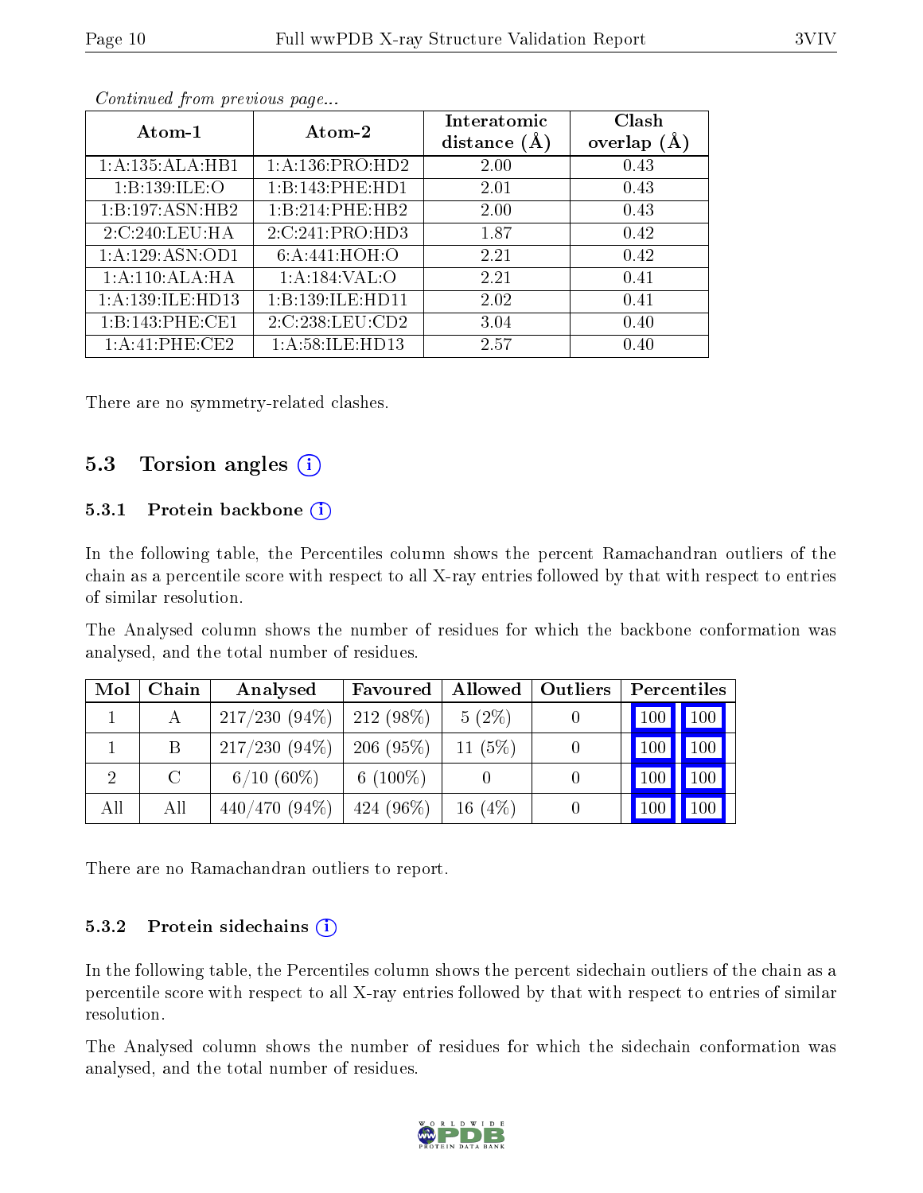*Continued from previous page...*

| Atom-1 | Atom-2 | Interatomic distance (Å) | Clash overlap (Å) |
|---|---|---|---|
| 1:A:135:ALA:HB1 | 1:A:136:PRO:HD2 | 2.00 | 0.43 |
| 1:B:139:ILE:O | 1:B:143:PHE:HD1 | 2.01 | 0.43 |
| 1:B:197:ASN:HB2 | 1:B:214:PHE:HB2 | 2.00 | 0.43 |
| 2:C:240:LEU:HA | 2:C:241:PRO:HD3 | 1.87 | 0.42 |
| 1:A:129:ASN:OD1 | 6:A:441:HOH:O | 2.21 | 0.42 |
| 1:A:110:ALA:HA | 1:A:184:VAL:O | 2.21 | 0.41 |
| 1:A:139:ILE:HD13 | 1:B:139:ILE:HD11 | 2.02 | 0.41 |
| 1:B:143:PHE:CE1 | 2:C:238:LEU:CD2 | 3.04 | 0.40 |
| 1:A:41:PHE:CE2 | 1:A:58:ILE:HD13 | 2.57 | 0.40 |

There are no symmetry-related clashes.

## 5.3 Torsion angles

### 5.3.1 Protein backbone

In the following table, the Percentiles column shows the percent Ramachandran outliers of the chain as a percentile score with respect to all X-ray entries followed by that with respect to entries of similar resolution.

The Analysed column shows the number of residues for which the backbone conformation was analysed, and the total number of residues.

| Mol | Chain | Analysed | Favoured | Allowed | Outliers | Percentiles | |
|---|---|---|---|---|---|---|---|
| 1 | A | 217/230 (94%) | 212 (98%) | 5 (2%) | 0 | 100 | 100 |
| 1 | B | 217/230 (94%) | 206 (95%) | 11 (5%) | 0 | 100 | 100 |
| 2 | C | 6/10 (60%) | 6 (100%) | 0 | 0 | 100 | 100 |
| All | All | 440/470 (94%) | 424 (96%) | 16 (4%) | 0 | 100 | 100 |

There are no Ramachandran outliers to report.

### 5.3.2 Protein sidechains

In the following table, the Percentiles column shows the percent sidechain outliers of the chain as a percentile score with respect to all X-ray entries followed by that with respect to entries of similar resolution.

The Analysed column shows the number of residues for which the sidechain conformation was analysed, and the total number of residues.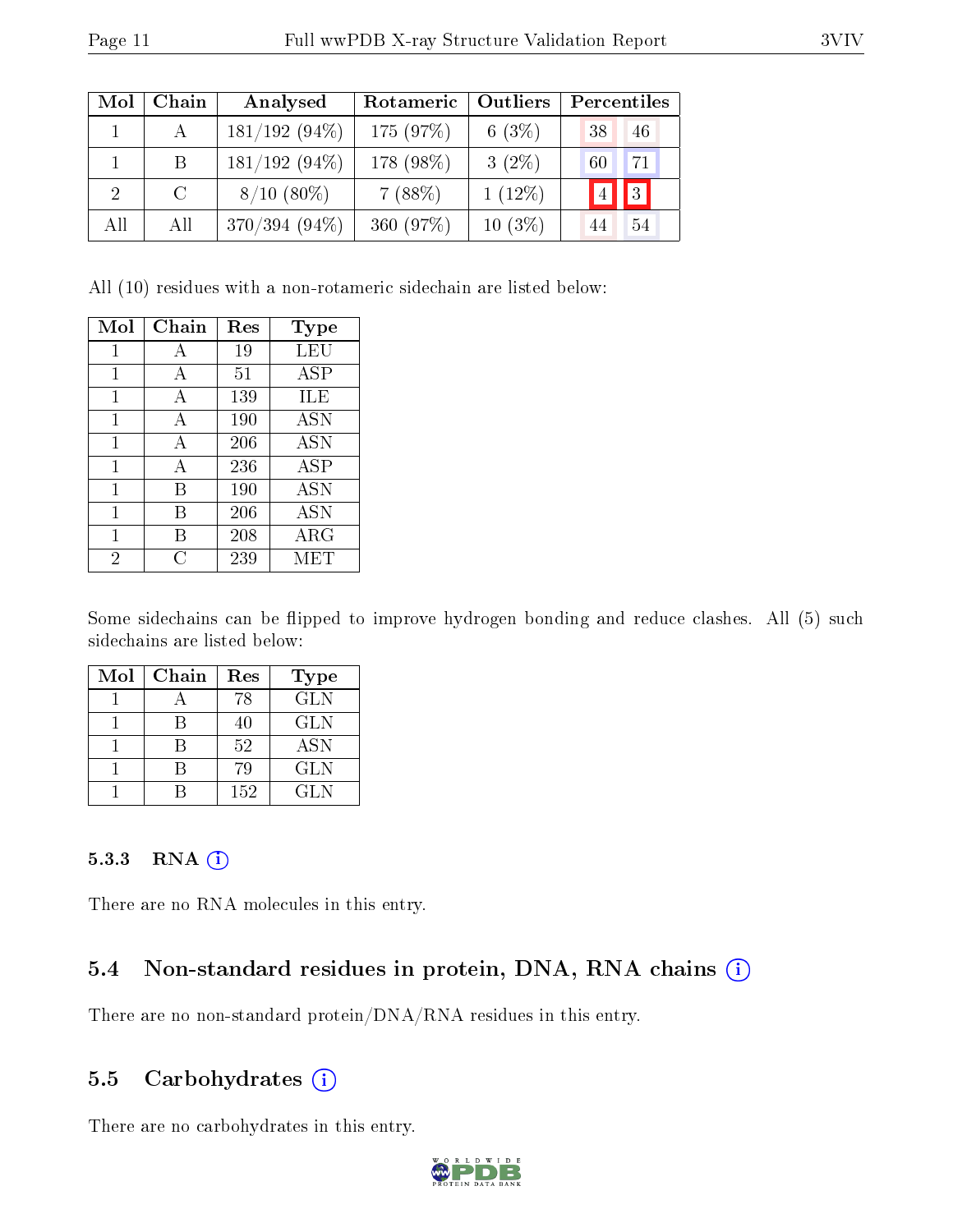| Mol | Chain | Analysed | Rotameric | Outliers | Percentiles | |
|---|---|---|---|---|---|---|
| 1 | A | 181/192 (94%) | 175 (97%) | 6 (3%) | 38 | 46 |
| 1 | B | 181/192 (94%) | 178 (98%) | 3 (2%) | 60 | 71 |
| 2 | C | 8/10 (80%) | 7 (88%) | 1 (12%) | 4 | 3 |
| All | All | 370/394 (94%) | 360 (97%) | 10 (3%) | 44 | 54 |

All (10) residues with a non-rotameric sidechain are listed below:

| Mol | Chain | Res | Type |
|---|---|---|---|
| 1 | A | 19 | LEU |
| 1 | A | 51 | ASP |
| 1 | A | 139 | ILE |
| 1 | A | 190 | ASN |
| 1 | A | 206 | ASN |
| 1 | A | 236 | ASP |
| 1 | B | 190 | ASN |
| 1 | B | 206 | ASN |
| 1 | B | 208 | ARG |
| 2 | C | 239 | MET |

Some sidechains can be flipped to improve hydrogen bonding and reduce clashes. All (5) such sidechains are listed below:

| Mol | Chain | Res | Type |
|---|---|---|---|
| 1 | A | 78 | GLN |
| 1 | B | 40 | GLN |
| 1 | B | 52 | ASN |
| 1 | B | 79 | GLN |
| 1 | B | 152 | GLN |

#### 5.3.3 RNA (i)

There are no RNA molecules in this entry.

### 5.4 Non-standard residues in protein, DNA, RNA chains (i)

There are no non-standard protein/DNA/RNA residues in this entry.

### 5.5 Carbohydrates (i)

There are no carbohydrates in this entry.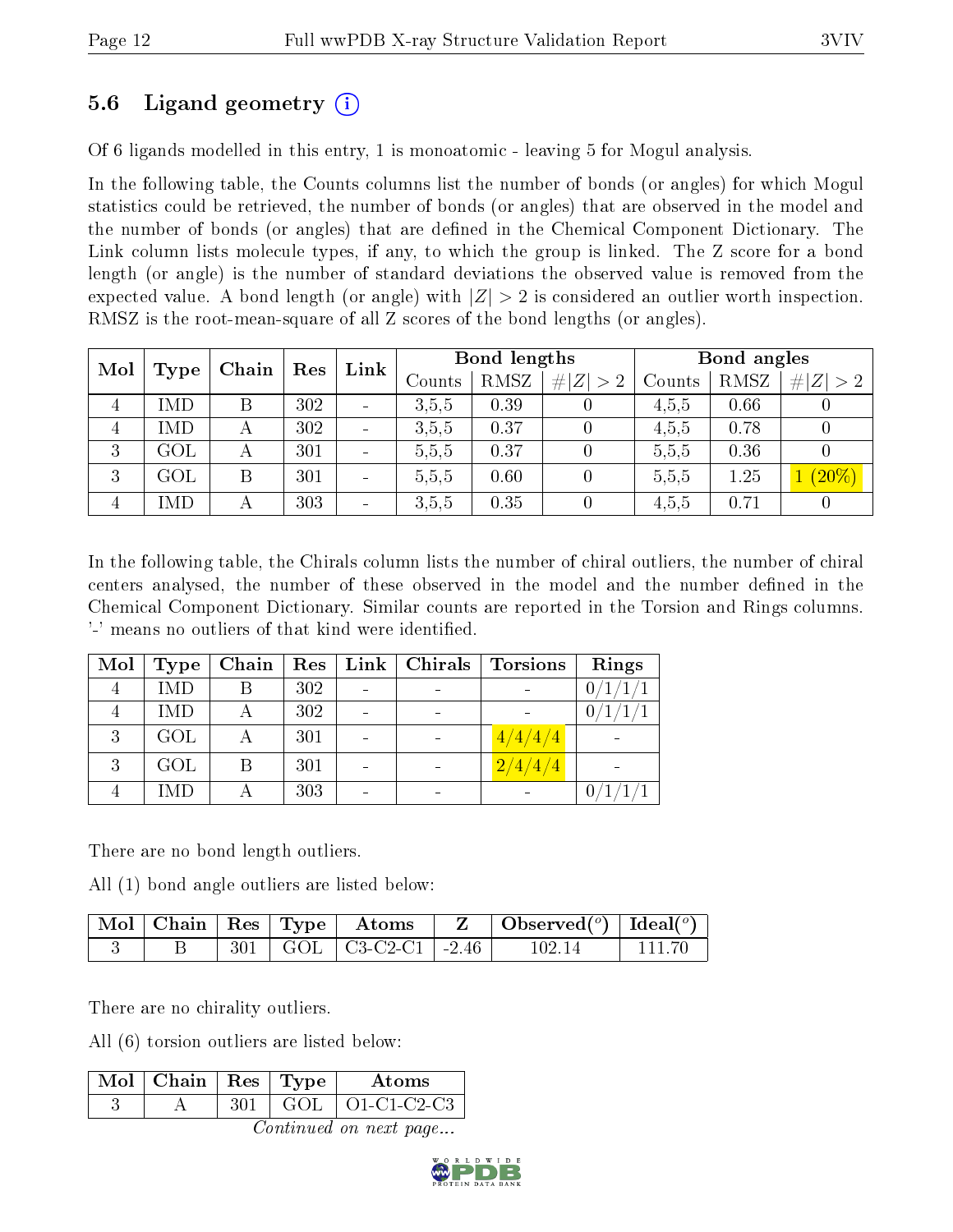## 5.6 Ligand geometry (i)

Of 6 ligands modelled in this entry, 1 is monoatomic - leaving 5 for Mogul analysis.

In the following table, the Counts columns list the number of bonds (or angles) for which Mogul statistics could be retrieved, the number of bonds (or angles) that are observed in the model and the number of bonds (or angles) that are defined in the Chemical Component Dictionary. The Link column lists molecule types, if any, to which the group is linked. The Z score for a bond length (or angle) is the number of standard deviations the observed value is removed from the expected value. A bond length (or angle) with $|Z| > 2$ is considered an outlier worth inspection. RMSZ is the root-mean-square of all Z scores of the bond lengths (or angles).

| Mol | Type | Chain | Res | Link | Bond lengths | | | Bond angles | | |
|---|---|---|---|---|---|---|---|---|---|---|
| | | | | | Counts | RMSZ | $\#\|Z\| > 2$ | Counts | RMSZ | $\#\|Z\| > 2$ |
| 4 | IMD | B | 302 | - | 3,5,5 | 0.39 | 0 | 4,5,5 | 0.66 | 0 |
| 4 | IMD | A | 302 | - | 3,5,5 | 0.37 | 0 | 4,5,5 | 0.78 | 0 |
| 3 | GOL | A | 301 | - | 5,5,5 | 0.37 | 0 | 5,5,5 | 0.36 | 0 |
| 3 | GOL | B | 301 | - | 5,5,5 | 0.60 | 0 | 5,5,5 | 1.25 | 1 (20%) |
| 4 | IMD | A | 303 | - | 3,5,5 | 0.35 | 0 | 4,5,5 | 0.71 | 0 |

In the following table, the Chirals column lists the number of chiral outliers, the number of chiral centers analysed, the number of these observed in the model and the number defined in the Chemical Component Dictionary. Similar counts are reported in the Torsion and Rings columns. '-' means no outliers of that kind were identified.

| Mol | Type | Chain | Res | Link | Chirals | Torsions | Rings |
|---|---|---|---|---|---|---|---|
| 4 | IMD | B | 302 | - | - | - | 0/1/1/1 |
| 4 | IMD | A | 302 | - | - | - | 0/1/1/1 |
| 3 | GOL | A | 301 | - | - | 4/4/4/4 | - |
| 3 | GOL | B | 301 | - | - | 2/4/4/4 | - |
| 4 | IMD | A | 303 | - | - | - | 0/1/1/1 |

There are no bond length outliers.

All (1) bond angle outliers are listed below:

| Mol | Chain | Res | Type | Atoms | Z | Observed(°) | Ideal(°) |
|---|---|---|---|---|---|---|---|
| 3 | B | 301 | GOL | C3-C2-C1 | -2.46 | 102.14 | 111.70 |

There are no chirality outliers.

All (6) torsion outliers are listed below:

| Mol | Chain | Res | Type | Atoms |
|---|---|---|---|---|
| 3 | A | 301 | GOL | O1-C1-C2-C3 |

*Continued on next page...*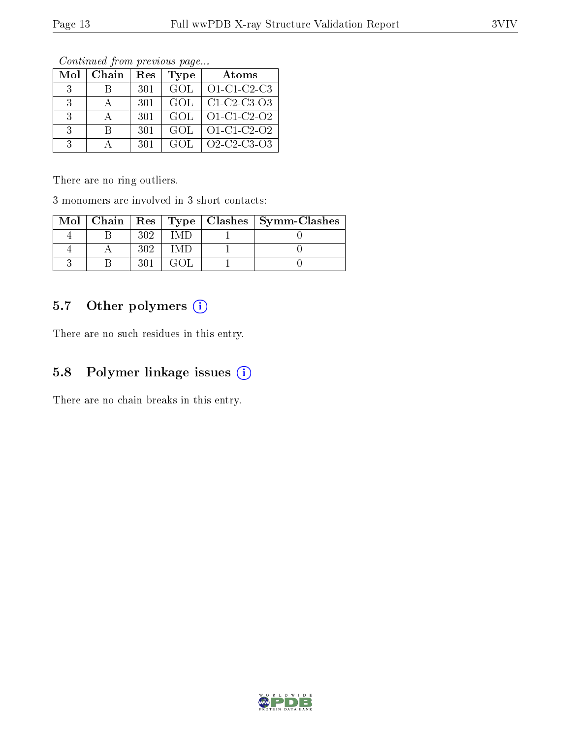*Continued from previous page...*

| Mol | Chain | Res | Type | Atoms |
|---|---|---|---|---|
| 3 | B | 301 | GOL | O1-C1-C2-C3 |
| 3 | A | 301 | GOL | C1-C2-C3-O3 |
| 3 | A | 301 | GOL | O1-C1-C2-O2 |
| 3 | B | 301 | GOL | O1-C1-C2-O2 |
| 3 | A | 301 | GOL | O2-C2-C3-O3 |

There are no ring outliers.

3 monomers are involved in 3 short contacts:

| Mol | Chain | Res | Type | Clashes | Symm-Clashes |
|---|---|---|---|---|---|
| 4 | B | 302 | IMD | 1 | 0 |
| 4 | A | 302 | IMD | 1 | 0 |
| 3 | B | 301 | GOL | 1 | 0 |

### 5.7 Other polymers (i)

There are no such residues in this entry.

### 5.8 Polymer linkage issues (i)

There are no chain breaks in this entry.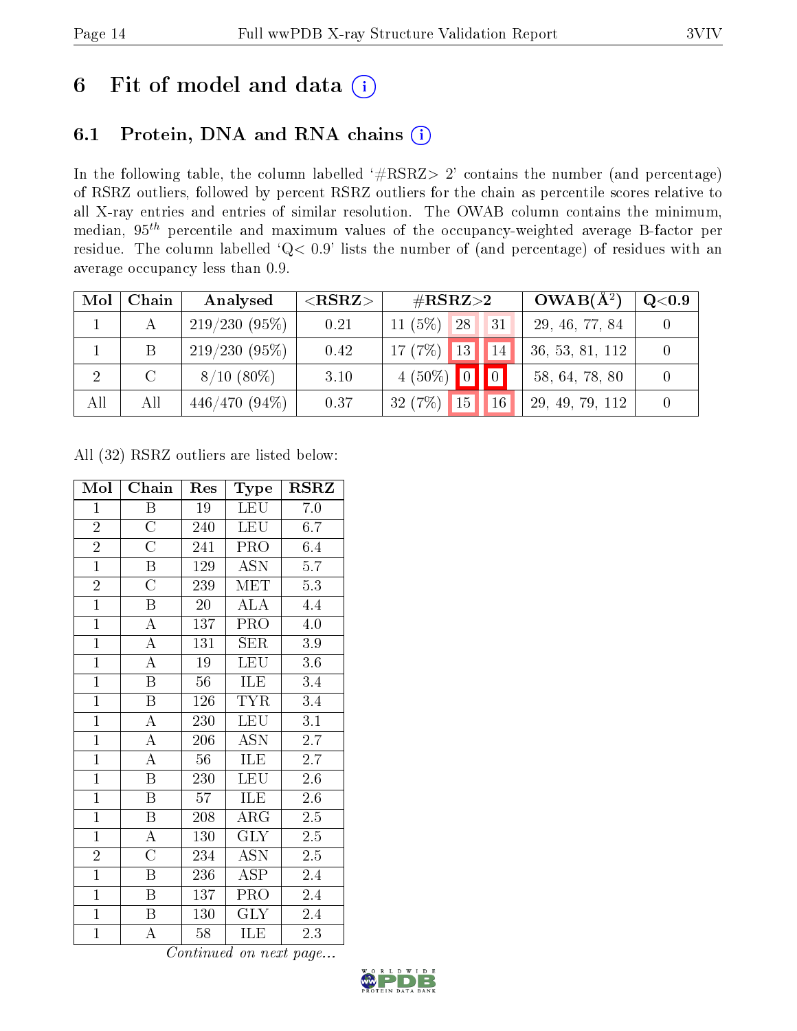# 6 Fit of model and data

## 6.1 Protein, DNA and RNA chains

In the following table, the column labelled '#RSRZ> 2' contains the number (and percentage) of RSRZ outliers, followed by percent RSRZ outliers for the chain as percentile scores relative to all X-ray entries and entries of similar resolution. The OWAB column contains the minimum, median, $95^{th}$ percentile and maximum values of the occupancy-weighted average B-factor per residue. The column labelled 'Q< 0.9' lists the number of (and percentage) of residues with an average occupancy less than 0.9.

| Mol | Chain | Analysed | <RSRZ> | #RSRZ>2 | | | OWAB(Å$^2$) | Q<0.9 |
|---|---|---|---|---|---|---|---|---|
| 1 | A | 219/230 (95%) | 0.21 | 11 (5%) | 28 | 31 | 29, 46, 77, 84 | 0 |
| 1 | B | 219/230 (95%) | 0.42 | 17 (7%) | 13 | 14 | 36, 53, 81, 112 | 0 |
| 2 | C | 8/10 (80%) | 3.10 | 4 (50%) | 0 | 0 | 58, 64, 78, 80 | 0 |
| All | All | 446/470 (94%) | 0.37 | 32 (7%) | 15 | 16 | 29, 49, 79, 112 | 0 |

All (32) RSRZ outliers are listed below:

| Mol | Chain | Res | Type | RSRZ |
|---|---|---|---|---|
| 1 | B | 19 | LEU | 7.0 |
| 2 | C | 240 | LEU | 6.7 |
| 2 | C | 241 | PRO | 6.4 |
| 1 | B | 129 | ASN | 5.7 |
| 2 | C | 239 | MET | 5.3 |
| 1 | B | 20 | ALA | 4.4 |
| 1 | A | 137 | PRO | 4.0 |
| 1 | A | 131 | SER | 3.9 |
| 1 | A | 19 | LEU | 3.6 |
| 1 | B | 56 | ILE | 3.4 |
| 1 | B | 126 | TYR | 3.4 |
| 1 | A | 230 | LEU | 3.1 |
| 1 | A | 206 | ASN | 2.7 |
| 1 | A | 56 | ILE | 2.7 |
| 1 | B | 230 | LEU | 2.6 |
| 1 | B | 57 | ILE | 2.6 |
| 1 | B | 208 | ARG | 2.5 |
| 1 | A | 130 | GLY | 2.5 |
| 2 | C | 234 | ASN | 2.5 |
| 1 | B | 236 | ASP | 2.4 |
| 1 | B | 137 | PRO | 2.4 |
| 1 | B | 130 | GLY | 2.4 |
| 1 | A | 58 | ILE | 2.3 |

*Continued on next page...*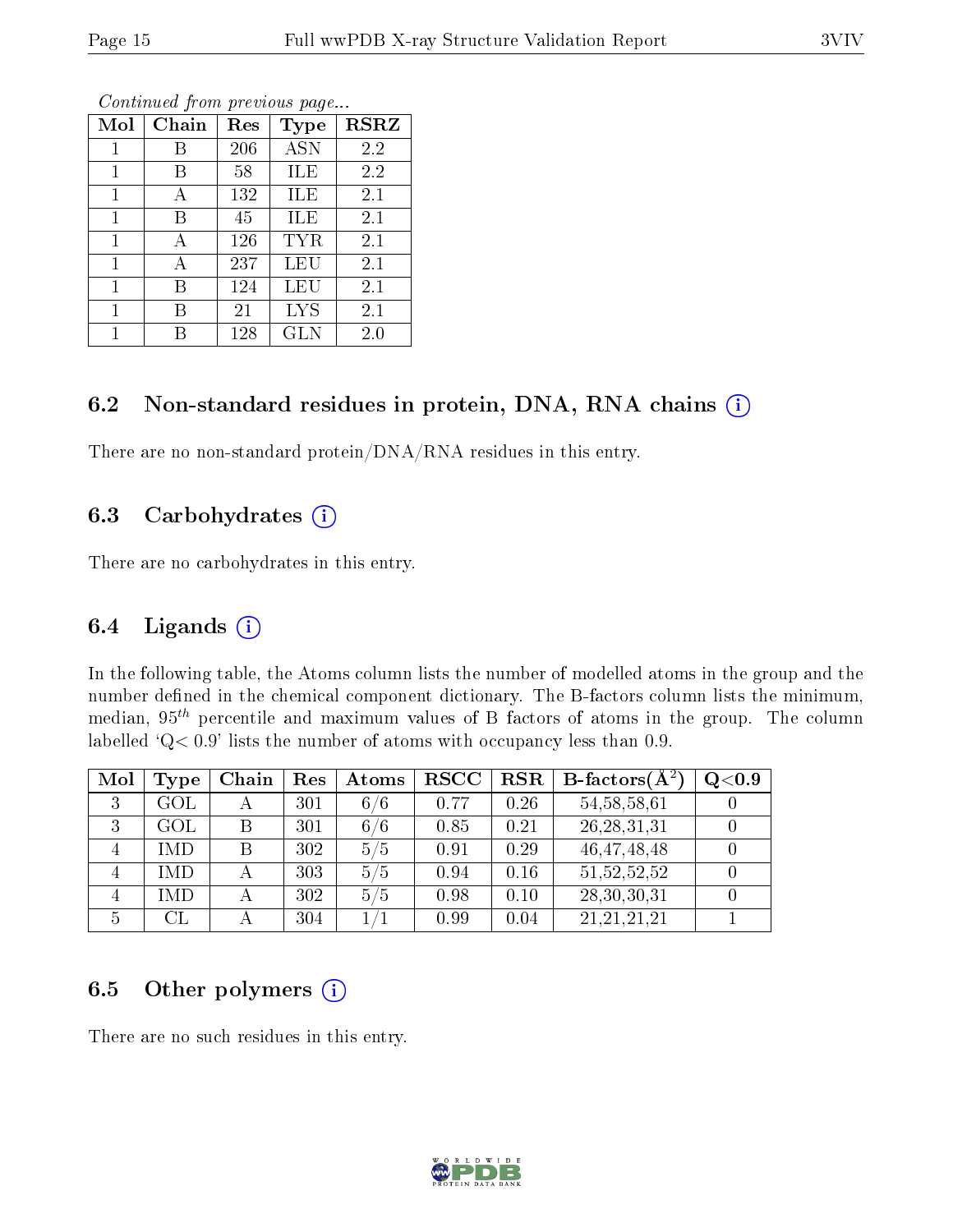*Continued from previous page...*

| Mol | Chain | Res | Type | RSRZ |
|---|---|---|---|---|
| 1 | B | 206 | ASN | 2.2 |
| 1 | B | 58 | ILE | 2.2 |
| 1 | A | 132 | ILE | 2.1 |
| 1 | B | 45 | ILE | 2.1 |
| 1 | A | 126 | TYR | 2.1 |
| 1 | A | 237 | LEU | 2.1 |
| 1 | B | 124 | LEU | 2.1 |
| 1 | B | 21 | LYS | 2.1 |
| 1 | B | 128 | GLN | 2.0 |

### 6.2 Non-standard residues in protein, DNA, RNA chains ⓘ

There are no non-standard protein/DNA/RNA residues in this entry.

### 6.3 Carbohydrates ⓘ

There are no carbohydrates in this entry.

### 6.4 Ligands ⓘ

In the following table, the Atoms column lists the number of modelled atoms in the group and the number defined in the chemical component dictionary. The B-factors column lists the minimum, median, $95^{th}$ percentile and maximum values of B factors of atoms in the group. The column labelled 'Q< 0.9' lists the number of atoms with occupancy less than 0.9.

| Mol | Type | Chain | Res | Atoms | RSCC | RSR | B-factors($Å^2$) | Q<0.9 |
|---|---|---|---|---|---|---|---|---|
| 3 | GOL | A | 301 | 6/6 | 0.77 | 0.26 | 54,58,58,61 | 0 |
| 3 | GOL | B | 301 | 6/6 | 0.85 | 0.21 | 26,28,31,31 | 0 |
| 4 | IMD | B | 302 | 5/5 | 0.91 | 0.29 | 46,47,48,48 | 0 |
| 4 | IMD | A | 303 | 5/5 | 0.94 | 0.16 | 51,52,52,52 | 0 |
| 4 | IMD | A | 302 | 5/5 | 0.98 | 0.10 | 28,30,30,31 | 0 |
| 5 | CL | A | 304 | 1/1 | 0.99 | 0.04 | 21,21,21,21 | 1 |

### 6.5 Other polymers ⓘ

There are no such residues in this entry.